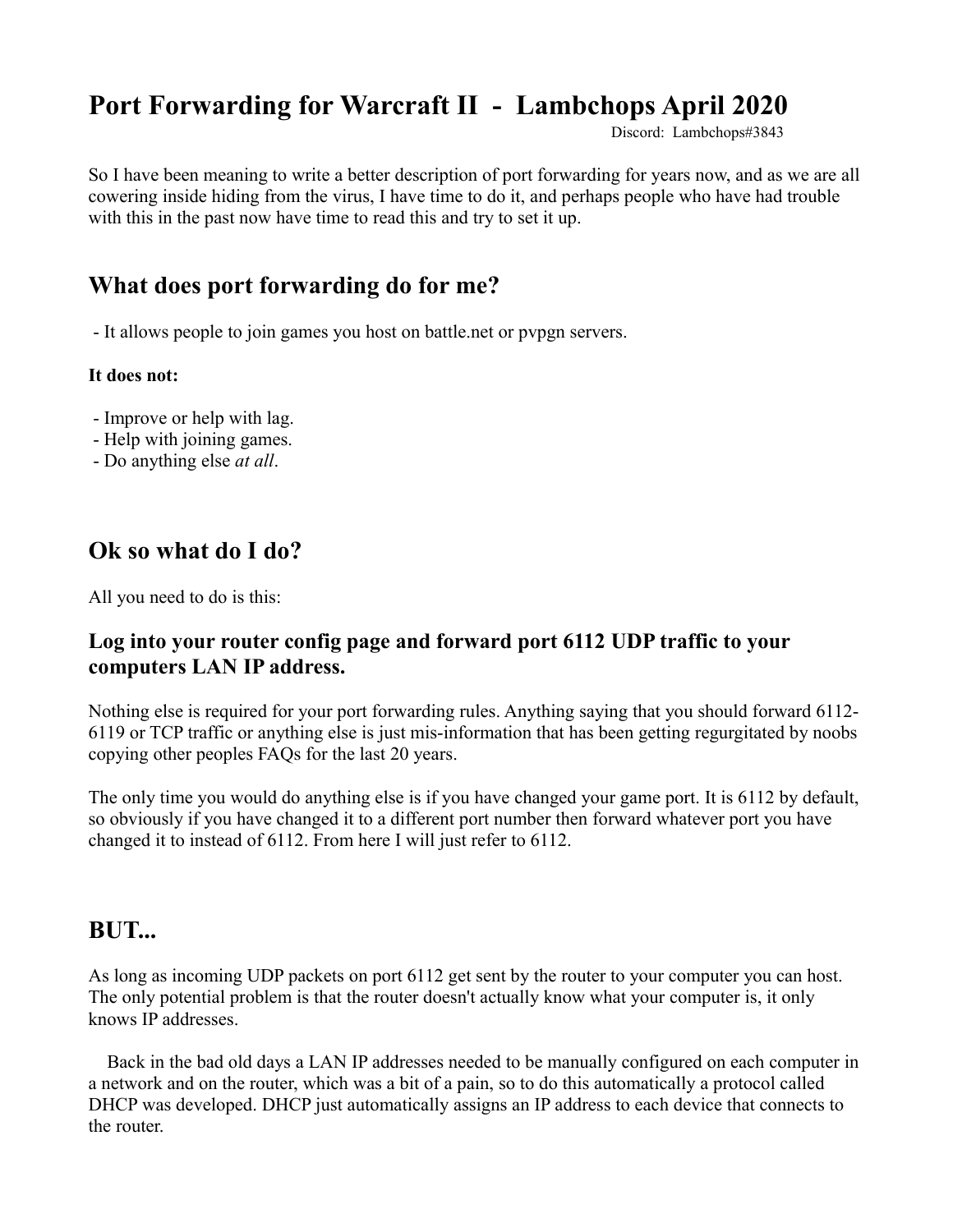# Port Forwarding for Warcraft II - Lambchops April 2020

Discord: Lambchops#3843

So I have been meaning to write a better description of port forwarding for years now, and as we are all cowering inside hiding from the virus, I have time to do it, and perhaps people who have had trouble with this in the past now have time to read this and try to set it up.

## What does port forwarding do for me?

- It allows people to join games you host on battle.net or pvpgn servers.

**It does not:**

- Improve or help with lag.
- Help with joining games.
- Do anything else *at all*.

## Ok so what do I do?

All you need to do is this:

### Log into your router config page and forward port 6112 UDP traffic to your computers LAN IP address.

Nothing else is required for your port forwarding rules. Anything saying that you should forward 6112-6119 or TCP traffic or anything else is just mis-information that has been getting regurgitated by noobs copying other peoples FAQs for the last 20 years.

The only time you would do anything else is if you have changed your game port. It is 6112 by default, so obviously if you have changed it to a different port number then forward whatever port you have changed it to instead of 6112. From here I will just refer to 6112.

## BUT...

As long as incoming UDP packets on port 6112 get sent by the router to your computer you can host. The only potential problem is that the router doesn't actually know what your computer is, it only knows IP addresses.

Back in the bad old days a LAN IP addresses needed to be manually configured on each computer in a network and on the router, which was a bit of a pain, so to do this automatically a protocol called DHCP was developed. DHCP just automatically assigns an IP address to each device that connects to the router.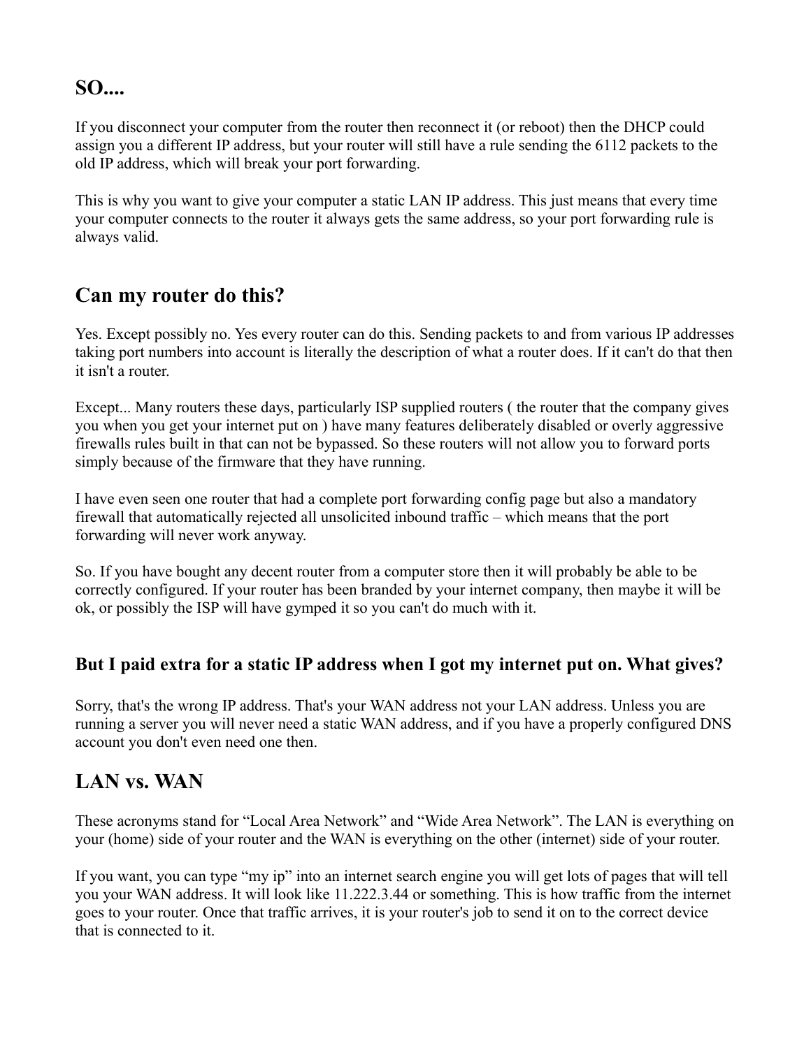## SO....

If you disconnect your computer from the router then reconnect it (or reboot) then the DHCP could assign you a different IP address, but your router will still have a rule sending the 6112 packets to the old IP address, which will break your port forwarding.

This is why you want to give your computer a static LAN IP address. This just means that every time your computer connects to the router it always gets the same address, so your port forwarding rule is always valid.

## Can my router do this?

Yes. Except possibly no. Yes every router can do this. Sending packets to and from various IP addresses taking port numbers into account is literally the description of what a router does. If it can't do that then it isn't a router.

Except... Many routers these days, particularly ISP supplied routers ( the router that the company gives you when you get your internet put on ) have many features deliberately disabled or overly aggressive firewalls rules built in that can not be bypassed. So these routers will not allow you to forward ports simply because of the firmware that they have running.

I have even seen one router that had a complete port forwarding config page but also a mandatory firewall that automatically rejected all unsolicited inbound traffic – which means that the port forwarding will never work anyway.

So. If you have bought any decent router from a computer store then it will probably be able to be correctly configured. If your router has been branded by your internet company, then maybe it will be ok, or possibly the ISP will have gymped it so you can't do much with it.

### But I paid extra for a static IP address when I got my internet put on. What gives?

Sorry, that's the wrong IP address. That's your WAN address not your LAN address. Unless you are running a server you will never need a static WAN address, and if you have a properly configured DNS account you don't even need one then.

## LAN vs. WAN

These acronyms stand for "Local Area Network" and "Wide Area Network". The LAN is everything on your (home) side of your router and the WAN is everything on the other (internet) side of your router.

If you want, you can type "my ip" into an internet search engine you will get lots of pages that will tell you your WAN address. It will look like 11.222.3.44 or something. This is how traffic from the internet goes to your router. Once that traffic arrives, it is your router's job to send it on to the correct device that is connected to it.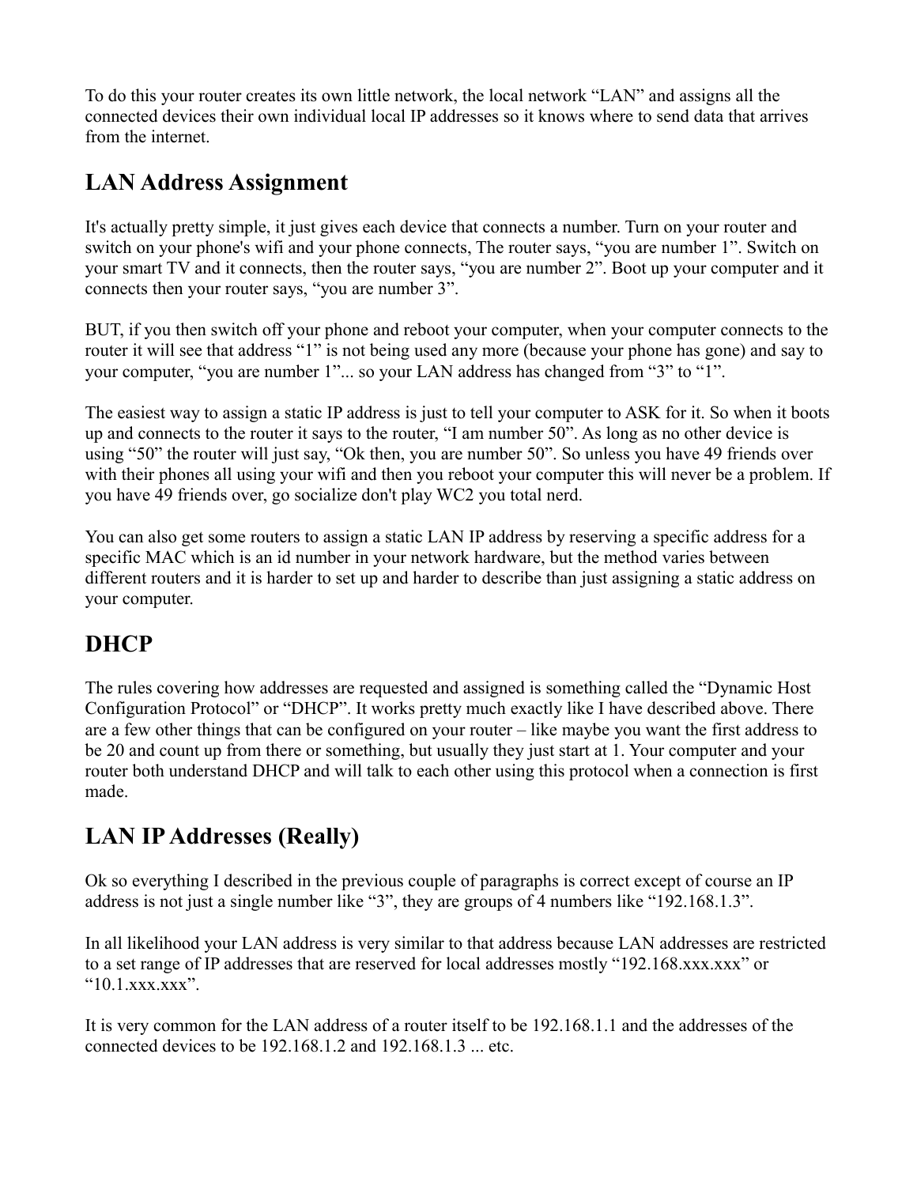To do this your router creates its own little network, the local network "LAN" and assigns all the connected devices their own individual local IP addresses so it knows where to send data that arrives from the internet.

## LAN Address Assignment

It's actually pretty simple, it just gives each device that connects a number. Turn on your router and switch on your phone's wifi and your phone connects, The router says, "you are number 1". Switch on your smart TV and it connects, then the router says, "you are number 2". Boot up your computer and it connects then your router says, "you are number 3".

BUT, if you then switch off your phone and reboot your computer, when your computer connects to the router it will see that address "1" is not being used any more (because your phone has gone) and say to your computer, "you are number 1"... so your LAN address has changed from "3" to "1".

The easiest way to assign a static IP address is just to tell your computer to ASK for it. So when it boots up and connects to the router it says to the router, "I am number 50". As long as no other device is using "50" the router will just say, "Ok then, you are number 50". So unless you have 49 friends over with their phones all using your wifi and then you reboot your computer this will never be a problem. If you have 49 friends over, go socialize don't play WC2 you total nerd.

You can also get some routers to assign a static LAN IP address by reserving a specific address for a specific MAC which is an id number in your network hardware, but the method varies between different routers and it is harder to set up and harder to describe than just assigning a static address on your computer.

## DHCP

The rules covering how addresses are requested and assigned is something called the "Dynamic Host Configuration Protocol" or "DHCP". It works pretty much exactly like I have described above. There are a few other things that can be configured on your router – like maybe you want the first address to be 20 and count up from there or something, but usually they just start at 1. Your computer and your router both understand DHCP and will talk to each other using this protocol when a connection is first made.

## LAN IP Addresses (Really)

Ok so everything I described in the previous couple of paragraphs is correct except of course an IP address is not just a single number like "3", they are groups of 4 numbers like "192.168.1.3".

In all likelihood your LAN address is very similar to that address because LAN addresses are restricted to a set range of IP addresses that are reserved for local addresses mostly "192.168.xxx.xxx" or "10.1.xxx.xxx".

It is very common for the LAN address of a router itself to be 192.168.1.1 and the addresses of the connected devices to be 192.168.1.2 and 192.168.1.3 ... etc.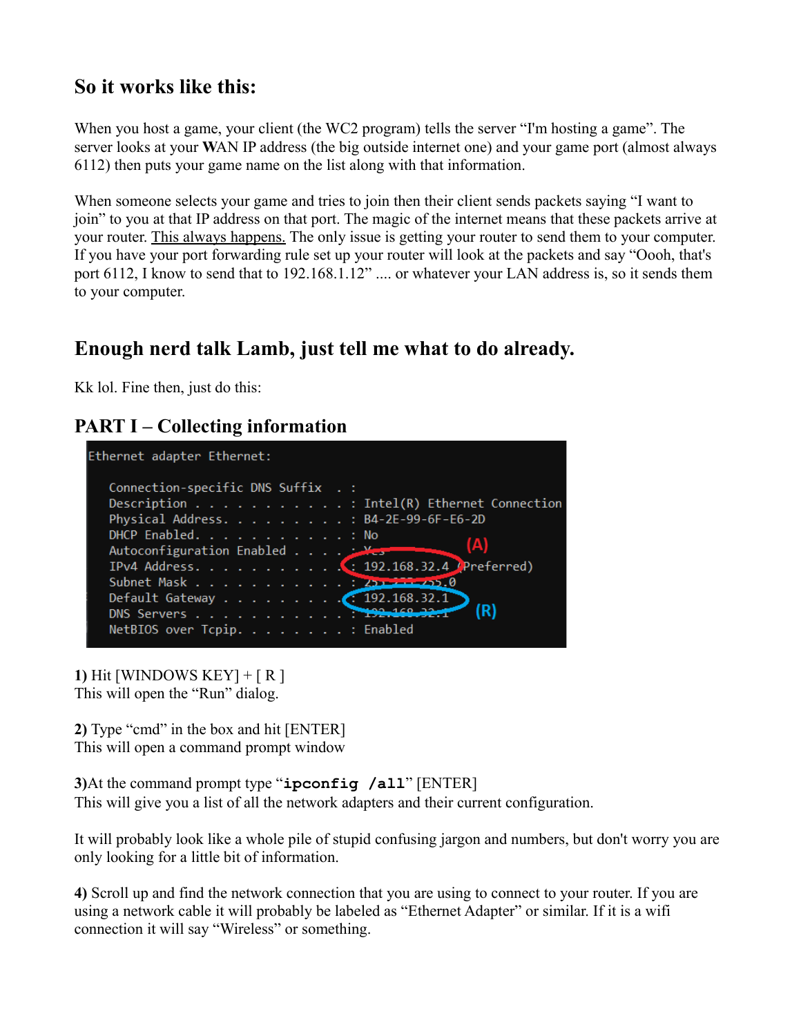## So it works like this:

When you host a game, your client (the WC2 program) tells the server "I'm hosting a game". The server looks at your **W**AN IP address (the big outside internet one) and your game port (almost always 6112) then puts your game name on the list along with that information.

When someone selects your game and tries to join then their client sends packets saying "I want to join" to you at that IP address on that port. The magic of the internet means that these packets arrive at your router. This always happens. The only issue is getting your router to send them to your computer. If you have your port forwarding rule set up your router will look at the packets and say "Oooh, that's port 6112, I know to send that to 192.168.1.12" .... or whatever your LAN address is, so it sends them to your computer.

## Enough nerd talk Lamb, just tell me what to do already.

Kk lol. Fine then, just do this:

## PART I – Collecting information

```
Ethernet adapter Ethernet:

   Connection-specific DNS Suffix  . :
   Description . . . . . . . . . . . : Intel(R) Ethernet Connection
   Physical Address. . . . . . . . . : B4-2E-99-6F-E6-2D
   DHCP Enabled. . . . . . . . . . . : No
   Autoconfiguration Enabled . . . . : Yes
   IPv4 Address. . . . . . . . . . . : 192.168.32.4(Preferred)      (A)
   Subnet Mask . . . . . . . . . . . : 255.255.255.0
   Default Gateway . . . . . . . . . : 192.168.32.1                 (R)
   DNS Servers . . . . . . . . . . . : 192.168.32.1
   NetBIOS over Tcpip. . . . . . . . : Enabled
```

**1)** Hit [WINDOWS KEY] + [ R ]
This will open the "Run" dialog.

**2)** Type "cmd" in the box and hit [ENTER]
This will open a command prompt window

**3)** At the command prompt type "**`ipconfig /all`**" [ENTER]
This will give you a list of all the network adapters and their current configuration.

It will probably look like a whole pile of stupid confusing jargon and numbers, but don't worry you are only looking for a little bit of information.

**4)** Scroll up and find the network connection that you are using to connect to your router. If you are using a network cable it will probably be labeled as "Ethernet Adapter" or similar. If it is a wifi connection it will say "Wireless" or something.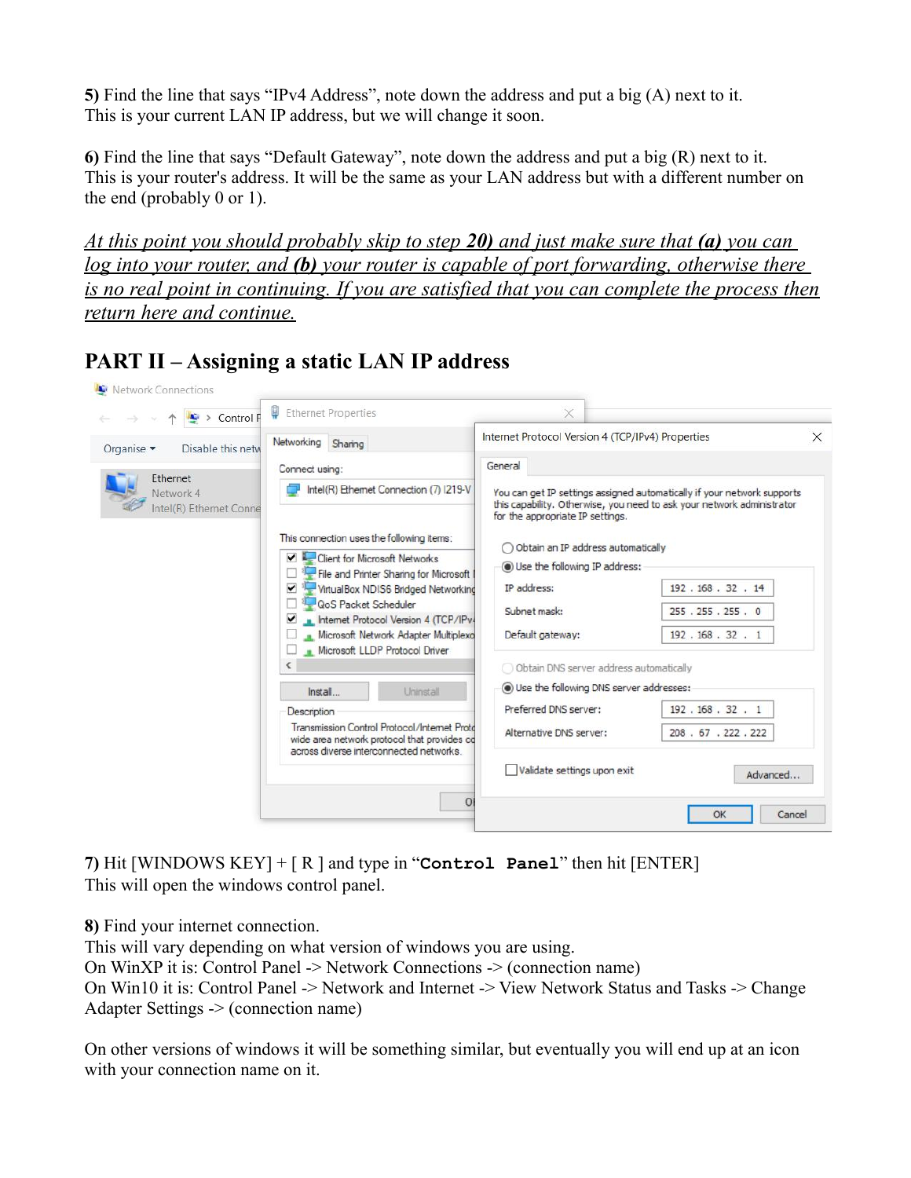**5)** Find the line that says “IPv4 Address”, note down the address and put a big (A) next to it.
This is your current LAN IP address, but we will change it soon.

**6)** Find the line that says “Default Gateway”, note down the address and put a big (R) next to it.
This is your router's address. It will be the same as your LAN address but with a different number on the end (probably 0 or 1).

*At this point you should probably skip to step **20)** and just make sure that **(a)** you can log into your router, and **(b)** your router is capable of port forwarding, otherwise there is no real point in continuing. If you are satisfied that you can complete the process then return here and continue.*

## PART II – Assigning a static LAN IP address

**7)** Hit [WINDOWS KEY] + [ R ] and type in “`Control Panel`” then hit [ENTER]
This will open the windows control panel.

**8)** Find your internet connection.
This will vary depending on what version of windows you are using.
On WinXP it is: Control Panel -> Network Connections -> (connection name)
On Win10 it is: Control Panel -> Network and Internet -> View Network Status and Tasks -> Change Adapter Settings -> (connection name)

On other versions of windows it will be something similar, but eventually you will end up at an icon with your connection name on it.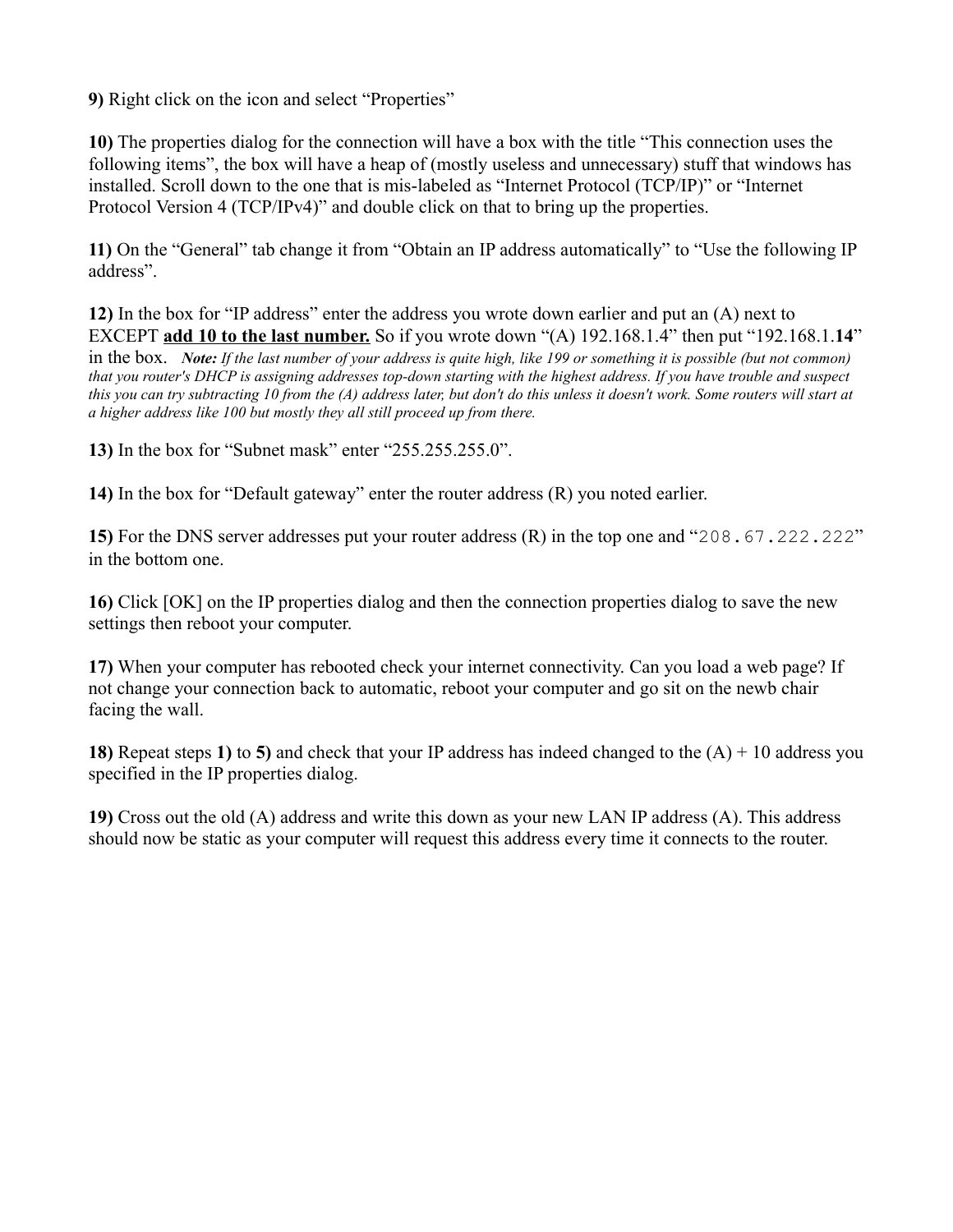**9)** Right click on the icon and select "Properties"

**10)** The properties dialog for the connection will have a box with the title "This connection uses the following items", the box will have a heap of (mostly useless and unnecessary) stuff that windows has installed. Scroll down to the one that is mis-labeled as "Internet Protocol (TCP/IP)" or "Internet Protocol Version 4 (TCP/IPv4)" and double click on that to bring up the properties.

**11)** On the "General" tab change it from "Obtain an IP address automatically" to "Use the following IP address".

**12)** In the box for "IP address" enter the address you wrote down earlier and put an (A) next to EXCEPT **add 10 to the last number.** So if you wrote down "(A) 192.168.1.4" then put "192.168.1.**14**" in the box. ***Note:*** *If the last number of your address is quite high, like 199 or something it is possible (but not common) that you router's DHCP is assigning addresses top-down starting with the highest address. If you have trouble and suspect this you can try subtracting 10 from the (A) address later, but don't do this unless it doesn't work. Some routers will start at a higher address like 100 but mostly they all still proceed up from there.*

**13)** In the box for "Subnet mask" enter "255.255.255.0".

**14)** In the box for "Default gateway" enter the router address (R) you noted earlier.

**15)** For the DNS server addresses put your router address (R) in the top one and "`208.67.222.222`" in the bottom one.

**16)** Click [OK] on the IP properties dialog and then the connection properties dialog to save the new settings then reboot your computer.

**17)** When your computer has rebooted check your internet connectivity. Can you load a web page? If not change your connection back to automatic, reboot your computer and go sit on the newb chair facing the wall.

**18)** Repeat steps **1)** to **5)** and check that your IP address has indeed changed to the (A) + 10 address you specified in the IP properties dialog.

**19)** Cross out the old (A) address and write this down as your new LAN IP address (A). This address should now be static as your computer will request this address every time it connects to the router.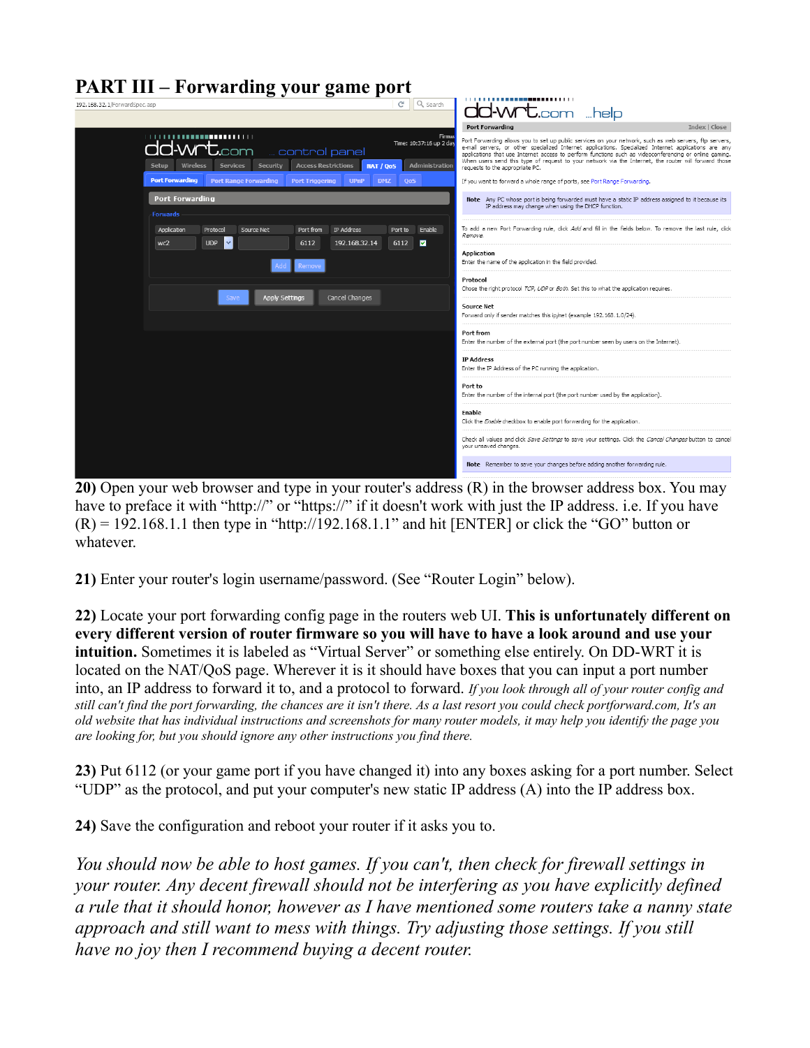# PART III – Forwarding your game port

**20)** Open your web browser and type in your router's address (R) in the browser address box. You may have to preface it with "http://" or "https://" if it doesn't work with just the IP address. i.e. If you have (R) = 192.168.1.1 then type in "http://192.168.1.1" and hit [ENTER] or click the "GO" button or whatever.

**21)** Enter your router's login username/password. (See "Router Login" below).

**22)** Locate your port forwarding config page in the routers web UI. **This is unfortunately different on every different version of router firmware so you will have to have a look around and use your intuition.** Sometimes it is labeled as "Virtual Server" or something else entirely. On DD-WRT it is located on the NAT/QoS page. Wherever it is it should have boxes that you can input a port number into, an IP address to forward it to, and a protocol to forward. *If you look through all of your router config and still can't find the port forwarding, the chances are it isn't there. As a last resort you could check portforward.com, It's an old website that has individual instructions and screenshots for many router models, it may help you identify the page you are looking for, but you should ignore any other instructions you find there.*

**23)** Put 6112 (or your game port if you have changed it) into any boxes asking for a port number. Select "UDP" as the protocol, and put your computer's new static IP address (A) into the IP address box.

**24)** Save the configuration and reboot your router if it asks you to.

*You should now be able to host games. If you can't, then check for firewall settings in your router. Any decent firewall should not be interfering as you have explicitly defined a rule that it should honor, however as I have mentioned some routers take a nanny state approach and still want to mess with things. Try adjusting those settings. If you still have no joy then I recommend buying a decent router.*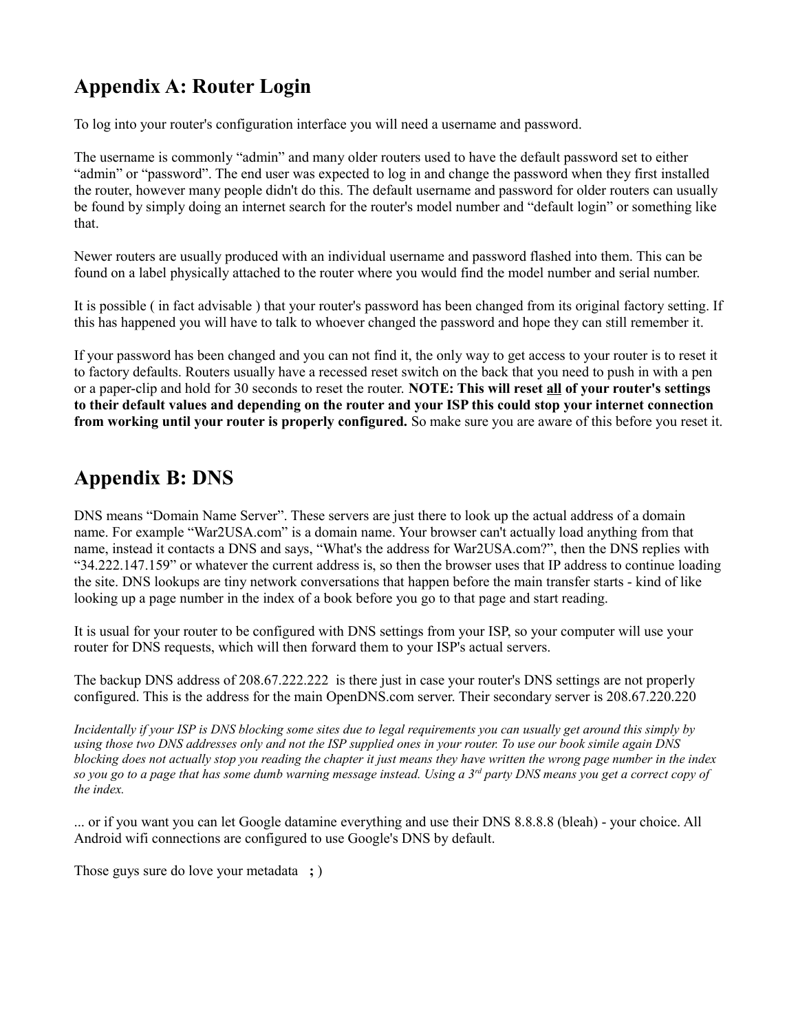## Appendix A: Router Login

To log into your router's configuration interface you will need a username and password.

The username is commonly “admin” and many older routers used to have the default password set to either “admin” or “password”. The end user was expected to log in and change the password when they first installed the router, however many people didn't do this. The default username and password for older routers can usually be found by simply doing an internet search for the router's model number and “default login” or something like that.

Newer routers are usually produced with an individual username and password flashed into them. This can be found on a label physically attached to the router where you would find the model number and serial number.

It is possible ( in fact advisable ) that your router's password has been changed from its original factory setting. If this has happened you will have to talk to whoever changed the password and hope they can still remember it.

If your password has been changed and you can not find it, the only way to get access to your router is to reset it to factory defaults. Routers usually have a recessed reset switch on the back that you need to push in with a pen or a paper-clip and hold for 30 seconds to reset the router. **NOTE: This will reset <u>all</u> of your router's settings to their default values and depending on the router and your ISP this could stop your internet connection from working until your router is properly configured.** So make sure you are aware of this before you reset it.

## Appendix B: DNS

DNS means “Domain Name Server”. These servers are just there to look up the actual address of a domain name. For example “War2USA.com” is a domain name. Your browser can't actually load anything from that name, instead it contacts a DNS and says, “What's the address for War2USA.com?”, then the DNS replies with “34.222.147.159” or whatever the current address is, so then the browser uses that IP address to continue loading the site. DNS lookups are tiny network conversations that happen before the main transfer starts - kind of like looking up a page number in the index of a book before you go to that page and start reading.

It is usual for your router to be configured with DNS settings from your ISP, so your computer will use your router for DNS requests, which will then forward them to your ISP's actual servers.

The backup DNS address of 208.67.222.222 is there just in case your router's DNS settings are not properly configured. This is the address for the main OpenDNS.com server. Their secondary server is 208.67.220.220

*Incidentally if your ISP is DNS blocking some sites due to legal requirements you can usually get around this simply by using those two DNS addresses only and not the ISP supplied ones in your router. To use our book simile again DNS blocking does not actually stop you reading the chapter it just means they have written the wrong page number in the index so you go to a page that has some dumb warning message instead. Using a 3rd party DNS means you get a correct copy of the index.*

... or if you want you can let Google datamine everything and use their DNS 8.8.8.8 (bleah) - your choice. All Android wifi connections are configured to use Google's DNS by default.

Those guys sure do love your metadata **;** )